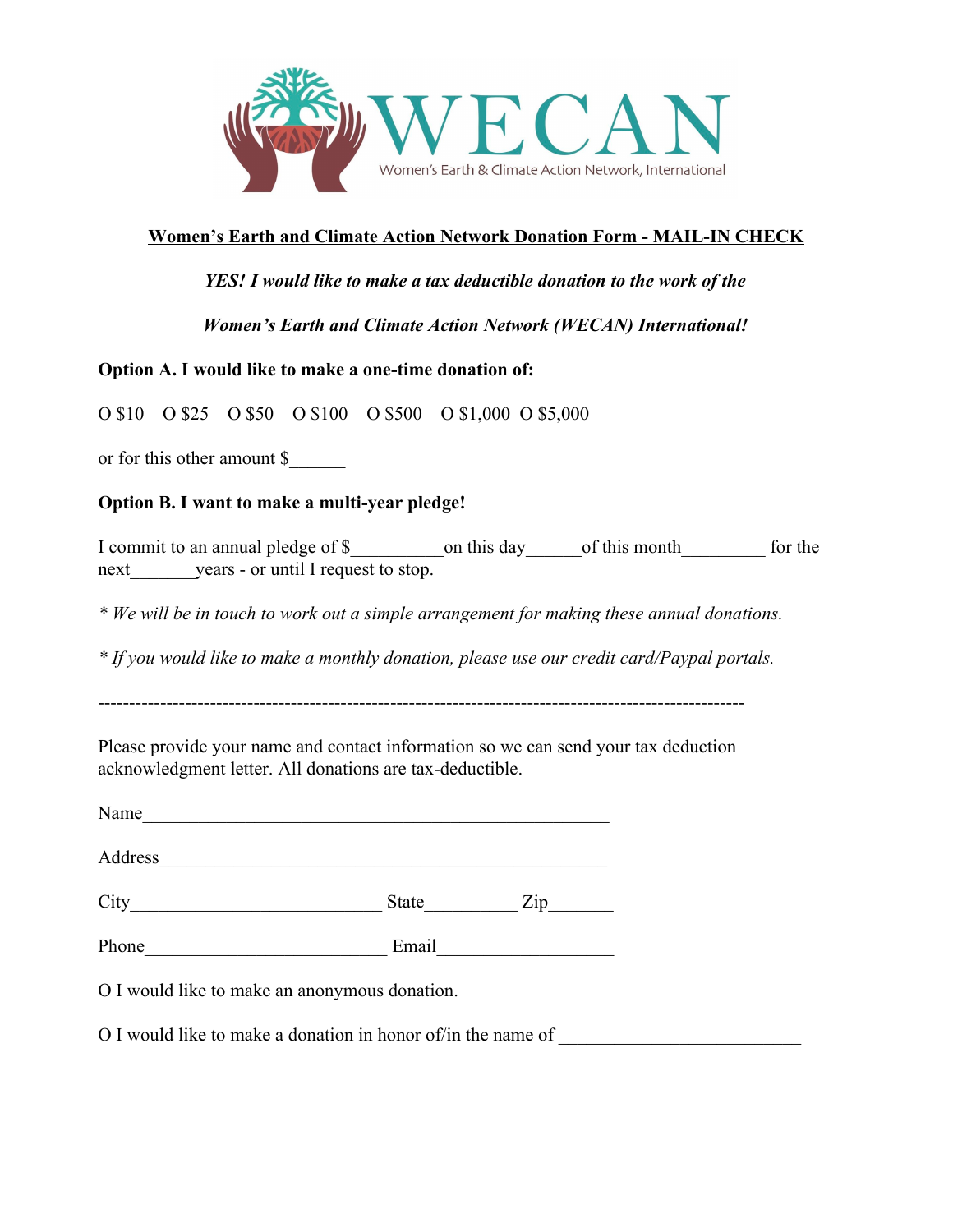WECAN

Women's Earth & Climate Action Network, International

**Women's Earth and Climate Action Network Donation Form - MAIL-IN CHECK**

***YES! I would like to make a tax deductible donation to the work of the***

***Women's Earth and Climate Action Network (WECAN) International!***

**Option A. I would like to make a one-time donation of:**

O $10 O $25 O $50 O $100 O $500 O $1,000 O $5,000

or for this other amount $______

**Option B. I want to make a multi-year pledge!**

I commit to an annual pledge of $__________ on this day______ of this month_________ for the next_______ years - or until I request to stop.

*\* We will be in touch to work out a simple arrangement for making these annual donations.*

*\* If you would like to make a monthly donation, please use our credit card/Paypal portals.*

-----------------------------------------------------------------------------------------------------

Please provide your name and contact information so we can send your tax deduction acknowledgment letter. All donations are tax-deductible.

Name_____________________________________________________

Address__________________________________________________

City____________________________ State__________ Zip_______

Phone___________________________ Email__________________

O I would like to make an anonymous donation.

O I would like to make a donation in honor of/in the name of ___________________________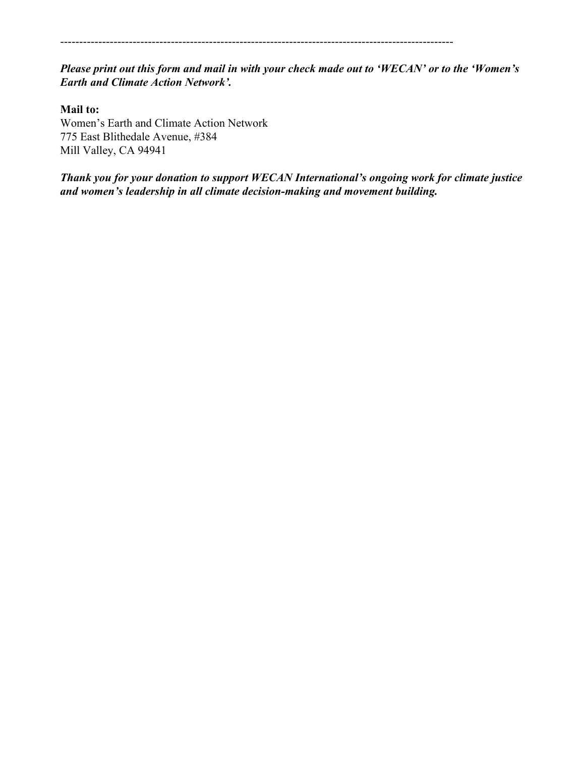-------------------------------------------------------------------------------------------------------

***Please print out this form and mail in with your check made out to 'WECAN' or to the 'Women's Earth and Climate Action Network'.***

**Mail to:**
Women's Earth and Climate Action Network
775 East Blithedale Avenue, #384
Mill Valley, CA 94941

***Thank you for your donation to support WECAN International's ongoing work for climate justice and women's leadership in all climate decision-making and movement building.***